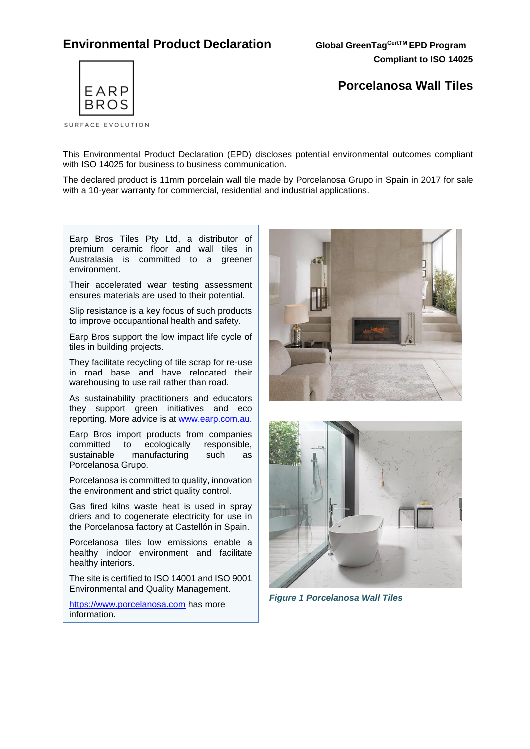# Environmental Product Declaration

**Global GreenTag[CertTM] EPD Program**

**Compliant to ISO 14025**

EARP BROS

SURFACE EVOLUTION

## Porcelanosa Wall Tiles

This Environmental Product Declaration (EPD) discloses potential environmental outcomes compliant with ISO 14025 for business to business communication.

The declared product is 11mm porcelain wall tile made by Porcelanosa Grupo in Spain in 2017 for sale with a 10-year warranty for commercial, residential and industrial applications.

Earp Bros Tiles Pty Ltd, a distributor of premium ceramic floor and wall tiles in Australasia is committed to a greener environment.

Their accelerated wear testing assessment ensures materials are used to their potential.

Slip resistance is a key focus of such products to improve occupantional health and safety.

Earp Bros support the low impact life cycle of tiles in building projects.

They facilitate recycling of tile scrap for re-use in road base and have relocated their warehousing to use rail rather than road.

As sustainability practitioners and educators they support green initiatives and eco reporting. More advice is at [www.earp.com.au](http://www.earp.com.au).

Earp Bros import products from companies committed to ecologically responsible, sustainable manufacturing such as Porcelanosa Grupo.

Porcelanosa is committed to quality, innovation the environment and strict quality control.

Gas fired kilns waste heat is used in spray driers and to cogenerate electricity for use in the Porcelanosa factory at Castellón in Spain.

Porcelanosa tiles low emissions enable a healthy indoor environment and facilitate healthy interiors.

The site is certified to ISO 14001 and ISO 9001 Environmental and Quality Management.

[https://www.porcelanosa.com](https://www.porcelanosa.com) has more information.

*Figure 1 Porcelanosa Wall Tiles*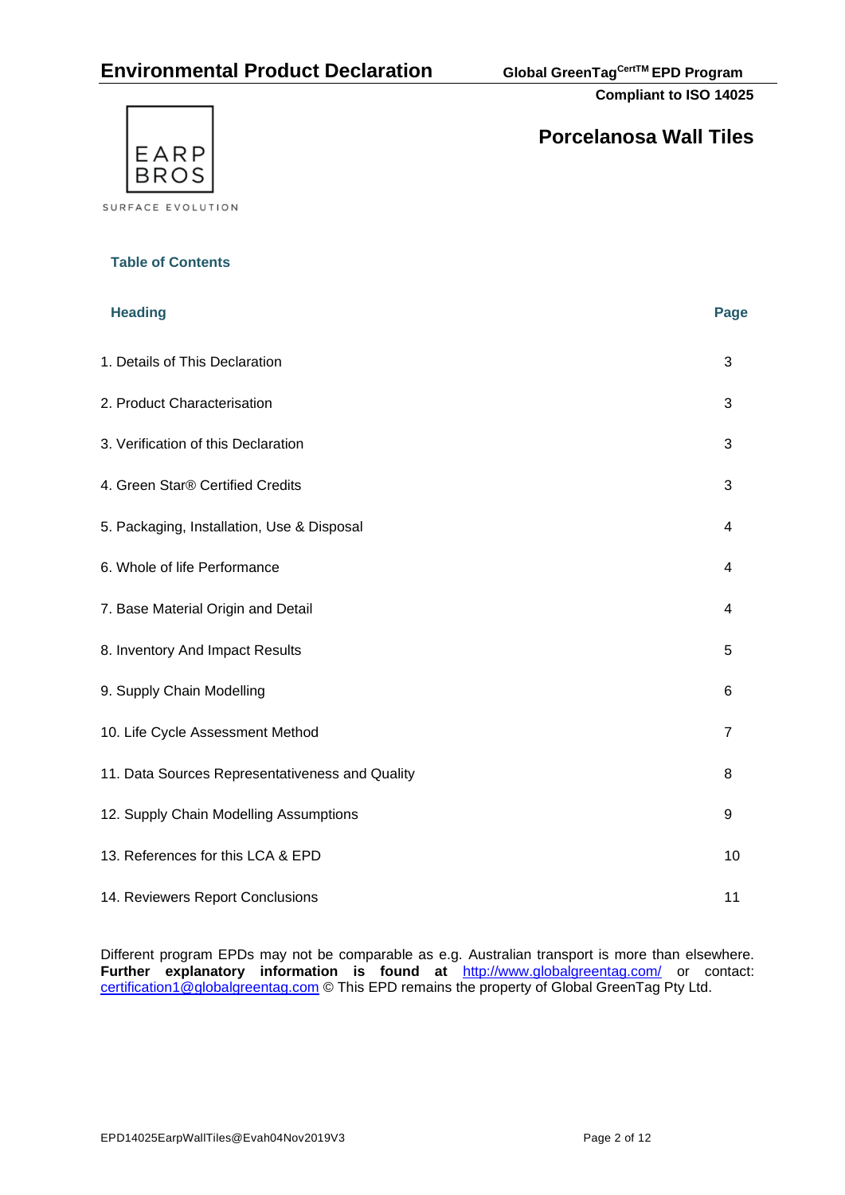**Porcelanosa Wall Tiles**

EARP BROS

SURFACE EVOLUTION

## Table of Contents

| Heading | Page |
|---|---|
| 1. Details of This Declaration | 3 |
| 2. Product Characterisation | 3 |
| 3. Verification of this Declaration | 3 |
| 4. Green Star® Certified Credits | 3 |
| 5. Packaging, Installation, Use & Disposal | 4 |
| 6. Whole of life Performance | 4 |
| 7. Base Material Origin and Detail | 4 |
| 8. Inventory And Impact Results | 5 |
| 9. Supply Chain Modelling | 6 |
| 10. Life Cycle Assessment Method | 7 |
| 11. Data Sources Representativeness and Quality | 8 |
| 12. Supply Chain Modelling Assumptions | 9 |
| 13. References for this LCA & EPD | 10 |
| 14. Reviewers Report Conclusions | 11 |

Different program EPDs may not be comparable as e.g. Australian transport is more than elsewhere. **Further explanatory information is found at** http://www.globalgreentag.com/ or contact: certification1@globalgreentag.com © This EPD remains the property of Global GreenTag Pty Ltd.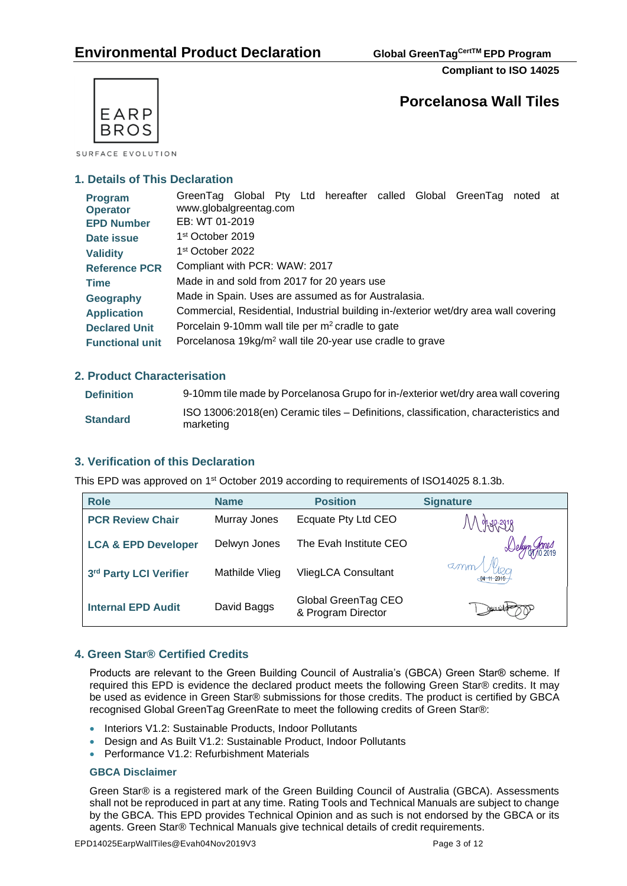# Environmental Product Declaration

**Global GreenTag[CertTM] EPD Program**

**Compliant to ISO 14025**

EARP BROS

SURFACE EVOLUTION

## Porcelanosa Wall Tiles

## 1. Details of This Declaration

| | |
|---|---|
| **Program Operator** | GreenTag Global Pty Ltd hereafter called Global GreenTag noted at www.globalgreentag.com |
| **EPD Number** | EB: WT 01-2019 |
| **Date issue** | 1st October 2019 |
| **Validity** | 1st October 2022 |
| **Reference PCR** | Compliant with PCR: WAW: 2017 |
| **Time** | Made in and sold from 2017 for 20 years use |
| **Geography** | Made in Spain. Uses are assumed as for Australasia. |
| **Application** | Commercial, Residential, Industrial building in-/exterior wet/dry area wall covering |
| **Declared Unit** | Porcelain 9-10mm wall tile per $m^2$ cradle to gate |
| **Functional unit** | Porcelanosa 19kg/$m^2$ wall tile 20-year use cradle to grave |

## 2. Product Characterisation

| | |
|---|---|
| **Definition** | 9-10mm tile made by Porcelanosa Grupo for in-/exterior wet/dry area wall covering |
| **Standard** | ISO 13006:2018(en) Ceramic tiles – Definitions, classification, characteristics and marketing |

## 3. Verification of this Declaration

This EPD was approved on 1st October 2019 according to requirements of ISO14025 8.1.3b.

| Role | Name | Position | Signature |
|---|---|---|---|
| **PCR Review Chair** | Murray Jones | Ecquate Pty Ltd CEO | 01-10-2019 |
| **LCA & EPD Developer** | Delwyn Jones | The Evah Institute CEO | 01/10 2019 |
| **3rd Party LCI Verifier** | Mathilde Vlieg | VliegLCA Consultant | 04-11-2019 |
| **Internal EPD Audit** | David Baggs | Global GreenTag CEO & Program Director | |

## 4. Green Star® Certified Credits

Products are relevant to the Green Building Council of Australia's (GBCA) Green Star® scheme. If required this EPD is evidence the declared product meets the following Green Star® credits. It may be used as evidence in Green Star® submissions for those credits. The product is certified by GBCA recognised Global GreenTag GreenRate to meet the following credits of Green Star®:

- Interiors V1.2: Sustainable Products, Indoor Pollutants
- Design and As Built V1.2: Sustainable Product, Indoor Pollutants
- Performance V1.2: Refurbishment Materials

### GBCA Disclaimer

Green Star® is a registered mark of the Green Building Council of Australia (GBCA). Assessments shall not be reproduced in part at any time. Rating Tools and Technical Manuals are subject to change by the GBCA. This EPD provides Technical Opinion and as such is not endorsed by the GBCA or its agents. Green Star® Technical Manuals give technical details of credit requirements.

EPD14025EarpWallTiles@Evah04Nov2019V3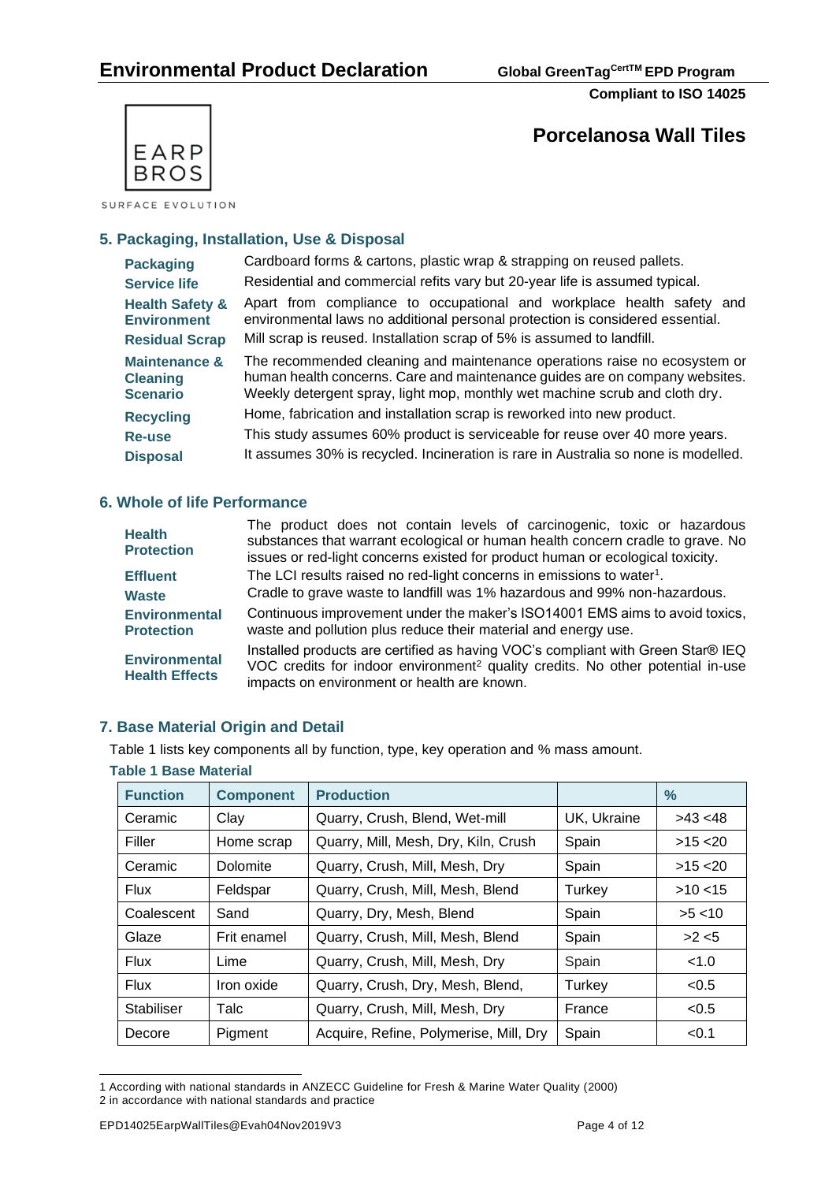# Porcelanosa Wall Tiles

EARP BROS

SURFACE EVOLUTION

## 5. Packaging, Installation, Use & Disposal

| | |
|---|---|
| **Packaging** | Cardboard forms & cartons, plastic wrap & strapping on reused pallets. |
| **Service life** | Residential and commercial refits vary but 20-year life is assumed typical. |
| **Health Safety & Environment** | Apart from compliance to occupational and workplace health safety and environmental laws no additional personal protection is considered essential. |
| **Residual Scrap** | Mill scrap is reused. Installation scrap of 5% is assumed to landfill. |
| **Maintenance & Cleaning Scenario** | The recommended cleaning and maintenance operations raise no ecosystem or human health concerns. Care and maintenance guides are on company websites. Weekly detergent spray, light mop, monthly wet machine scrub and cloth dry. |
| **Recycling** | Home, fabrication and installation scrap is reworked into new product. |
| **Re-use** | This study assumes 60% product is serviceable for reuse over 40 more years. |
| **Disposal** | It assumes 30% is recycled. Incineration is rare in Australia so none is modelled. |

## 6. Whole of life Performance

| | |
|---|---|
| **Health Protection** | The product does not contain levels of carcinogenic, toxic or hazardous substances that warrant ecological or human health concern cradle to grave. No issues or red-light concerns existed for product human or ecological toxicity. |
| **Effluent** | The LCI results raised no red-light concerns in emissions to water[1]. |
| **Waste** | Cradle to grave waste to landfill was 1% hazardous and 99% non-hazardous. |
| **Environmental Protection** | Continuous improvement under the maker's ISO14001 EMS aims to avoid toxics, waste and pollution plus reduce their material and energy use. |
| **Environmental Health Effects** | Installed products are certified as having VOC's compliant with Green Star® IEQ VOC credits for indoor environment[2] quality credits. No other potential in-use impacts on environment or health are known. |

## 7. Base Material Origin and Detail

Table 1 lists key components all by function, type, key operation and % mass amount.

**Table 1 Base Material**

| Function | Component | Production | | % |
|---|---|---|---|---|
| Ceramic | Clay | Quarry, Crush, Blend, Wet-mill | UK, Ukraine | >43 <48 |
| Filler | Home scrap | Quarry, Mill, Mesh, Dry, Kiln, Crush | Spain | >15 <20 |
| Ceramic | Dolomite | Quarry, Crush, Mill, Mesh, Dry | Spain | >15 <20 |
| Flux | Feldspar | Quarry, Crush, Mill, Mesh, Blend | Turkey | >10 <15 |
| Coalescent | Sand | Quarry, Dry, Mesh, Blend | Spain | >5 <10 |
| Glaze | Frit enamel | Quarry, Crush, Mill, Mesh, Blend | Spain | >2 <5 |
| Flux | Lime | Quarry, Crush, Mill, Mesh, Dry | Spain | <1.0 |
| Flux | Iron oxide | Quarry, Crush, Dry, Mesh, Blend, | Turkey | <0.5 |
| Stabiliser | Talc | Quarry, Crush, Mill, Mesh, Dry | France | <0.5 |
| Decore | Pigment | Acquire, Refine, Polymerise, Mill, Dry | Spain | <0.1 |

1 According with national standards in ANZECC Guideline for Fresh & Marine Water Quality (2000)
2 in accordance with national standards and practice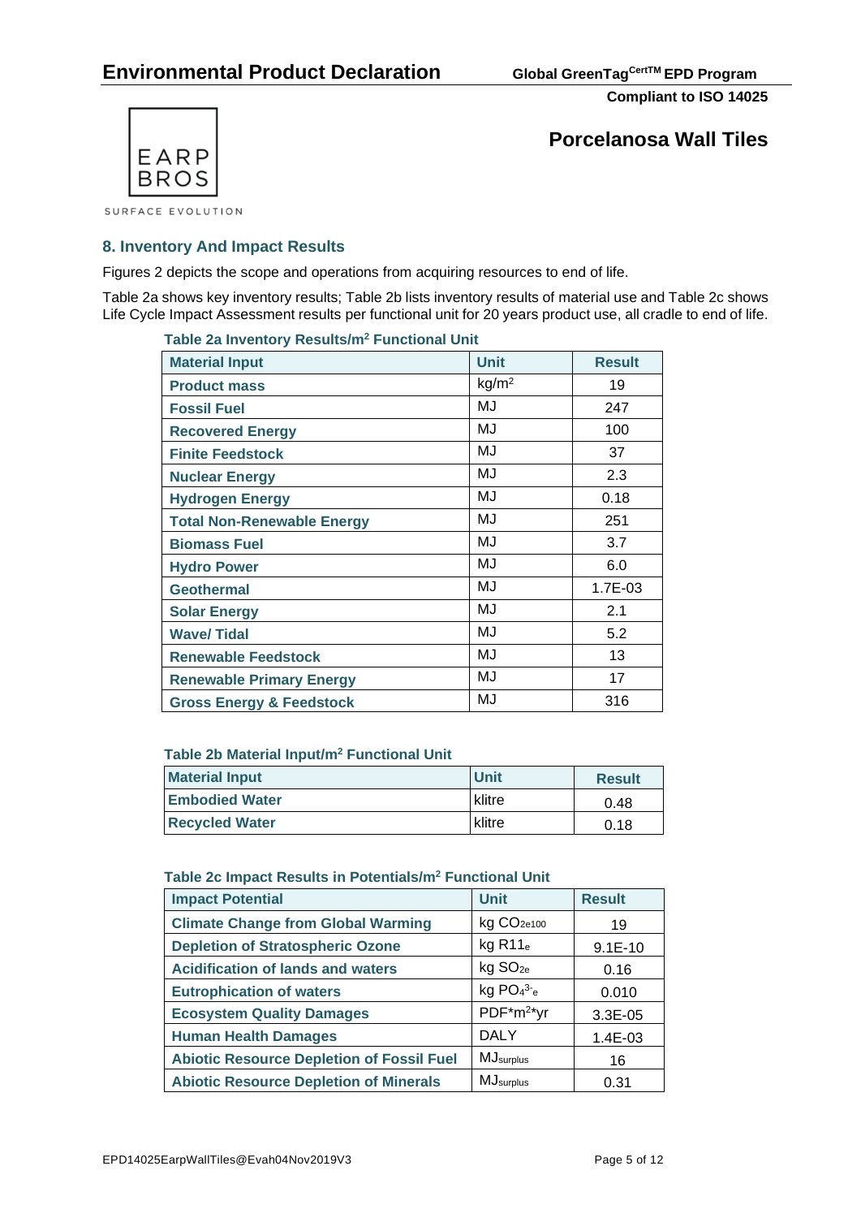# Environmental Product Declaration

Global GreenTag[CertTM] EPD Program

Compliant to ISO 14025

EARP BROS

SURFACE EVOLUTION

## Porcelanosa Wall Tiles

### 8. Inventory And Impact Results

Figures 2 depicts the scope and operations from acquiring resources to end of life.

Table 2a shows key inventory results; Table 2b lists inventory results of material use and Table 2c shows Life Cycle Impact Assessment results per functional unit for 20 years product use, all cradle to end of life.

**Table 2a Inventory Results/m² Functional Unit**

| Material Input | Unit | Result |
|---|---|---|
| **Product mass** | $kg/m^2$ | 19 |
| **Fossil Fuel** | MJ | 247 |
| **Recovered Energy** | MJ | 100 |
| **Finite Feedstock** | MJ | 37 |
| **Nuclear Energy** | MJ | 2.3 |
| **Hydrogen Energy** | MJ | 0.18 |
| **Total Non-Renewable Energy** | MJ | 251 |
| **Biomass Fuel** | MJ | 3.7 |
| **Hydro Power** | MJ | 6.0 |
| **Geothermal** | MJ | 1.7E-03 |
| **Solar Energy** | MJ | 2.1 |
| **Wave/ Tidal** | MJ | 5.2 |
| **Renewable Feedstock** | MJ | 13 |
| **Renewable Primary Energy** | MJ | 17 |
| **Gross Energy & Feedstock** | MJ | 316 |

**Table 2b Material Input/m² Functional Unit**

| Material Input | Unit | Result |
|---|---|---|
| **Embodied Water** | klitre | 0.48 |
| **Recycled Water** | klitre | 0.18 |

**Table 2c Impact Results in Potentials/m² Functional Unit**

| Impact Potential | Unit | Result |
|---|---|---|
| **Climate Change from Global Warming** | kg $CO_{2e100}$ | 19 |
| **Depletion of Stratospheric Ozone** | kg $R11_e$ | 9.1E-10 |
| **Acidification of lands and waters** | kg $SO_{2e}$ | 0.16 |
| **Eutrophication of waters** | kg $PO_4^{3-}{}_e$ | 0.010 |
| **Ecosystem Quality Damages** | $PDF*m^2*yr$ | 3.3E-05 |
| **Human Health Damages** | DALY | 1.4E-03 |
| **Abiotic Resource Depletion of Fossil Fuel** | $MJ_{surplus}$ | 16 |
| **Abiotic Resource Depletion of Minerals** | $MJ_{surplus}$ | 0.31 |

EPD14025EarpWallTiles@Evah04Nov2019V3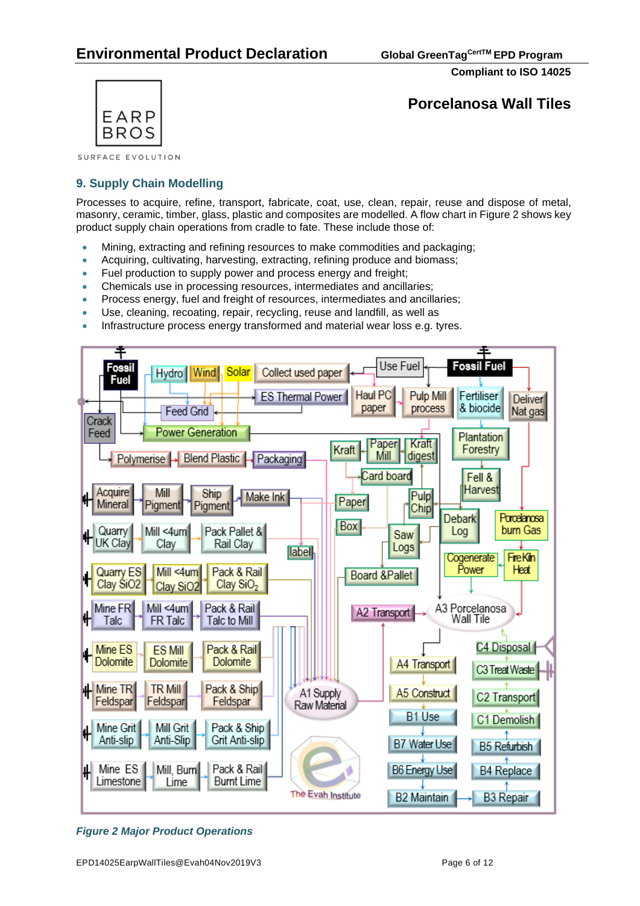## 9. Supply Chain Modelling

Processes to acquire, refine, transport, fabricate, coat, use, clean, repair, reuse and dispose of metal, masonry, ceramic, timber, glass, plastic and composites are modelled. A flow chart in Figure 2 shows key product supply chain operations from cradle to fate. These include those of:

- Mining, extracting and refining resources to make commodities and packaging;
- Acquiring, cultivating, harvesting, extracting, refining produce and biomass;
- Fuel production to supply power and process energy and freight;
- Chemicals use in processing resources, intermediates and ancillaries;
- Process energy, fuel and freight of resources, intermediates and ancillaries;
- Use, cleaning, recoating, repair, recycling, reuse and landfill, as well as
- Infrastructure process energy transformed and material wear loss e.g. tyres.

*Figure 2 Major Product Operations*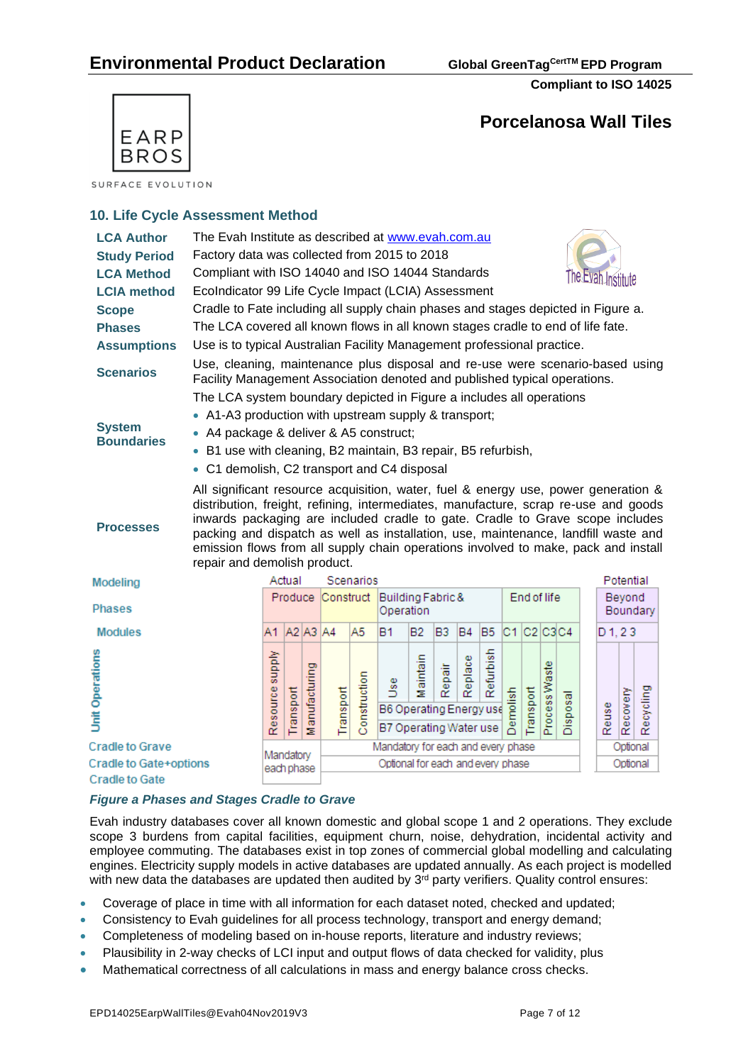## 10. Life Cycle Assessment Method

| | |
|---|---|
| **LCA Author** | The Evah Institute as described at www.evah.com.au |
| **Study Period** | Factory data was collected from 2015 to 2018 |
| **LCA Method** | Compliant with ISO 14040 and ISO 14044 Standards |
| **LCIA method** | EcoIndicator 99 Life Cycle Impact (LCIA) Assessment |
| **Scope** | Cradle to Fate including all supply chain phases and stages depicted in Figure a. |
| **Phases** | The LCA covered all known flows in all known stages cradle to end of life fate. |
| **Assumptions** | Use is to typical Australian Facility Management professional practice. |
| **Scenarios** | Use, cleaning, maintenance plus disposal and re-use were scenario-based using Facility Management Association denoted and published typical operations. |
| **System Boundaries** | The LCA system boundary depicted in Figure a includes all operations<br>• A1-A3 production with upstream supply & transport;<br>• A4 package & deliver & A5 construct;<br>• B1 use with cleaning, B2 maintain, B3 repair, B5 refurbish,<br>• C1 demolish, C2 transport and C4 disposal |
| **Processes** | All significant resource acquisition, water, fuel & energy use, power generation & distribution, freight, refining, intermediates, manufacture, scrap re-use and goods inwards packaging are included cradle to gate. Cradle to Grave scope includes packing and dispatch as well as installation, use, maintenance, landfill waste and emission flows from all supply chain operations involved to make, pack and install repair and demolish product. |

| Modeling | Actual | | | Scenarios | | | | | | | | | | | | Potential | | |
|---|---|---|---|---|---|---|---|---|---|---|---|---|---|---|---|---|---|---|
| Phases | Produce | | | Construct | | Building Fabric & Operation | | | | | End of life | | | | | Beyond Boundary | | |
| Modules | A1 | A2 | A3 | A4 | A5 | B1 | B2 | B3 | B4 | B5 | C1 | C2 | C3 | C4 | | D 1, 2 3 | | |
| Unit Operations | Resource supply | Transport | Manufacturing | Transport | Construction | Use | Maintain | Repair | Replace | Refurbish | Demolish | Transport | Process Waste | Disposal | | Reuse | Recovery | Recycling |
| | | | | | | B6 Operating Energy use | | | | | | | | | | | | |
| | | | | | | B7 Operating Water use | | | | | | | | | | | | |
| Cradle to Grave | Mandatory each phase | | | Mandatory for each and every phase | | | | | | | | | | | | Optional | | |
| Cradle to Gate+options | | | | Optional for each and every phase | | | | | | | | | | | | Optional | | |
| Cradle to Gate | | | | | | | | | | | | | | | | | | |

*Figure a Phases and Stages Cradle to Grave*

Evah industry databases cover all known domestic and global scope 1 and 2 operations. They exclude scope 3 burdens from capital facilities, equipment churn, noise, dehydration, incidental activity and employee commuting. The databases exist in top zones of commercial global modelling and calculating engines. Electricity supply models in active databases are updated annually. As each project is modelled with new data the databases are updated then audited by 3rd party verifiers. Quality control ensures:

- Coverage of place in time with all information for each dataset noted, checked and updated;
- Consistency to Evah guidelines for all process technology, transport and energy demand;
- Completeness of modeling based on in-house reports, literature and industry reviews;
- Plausibility in 2-way checks of LCI input and output flows of data checked for validity, plus
- Mathematical correctness of all calculations in mass and energy balance cross checks.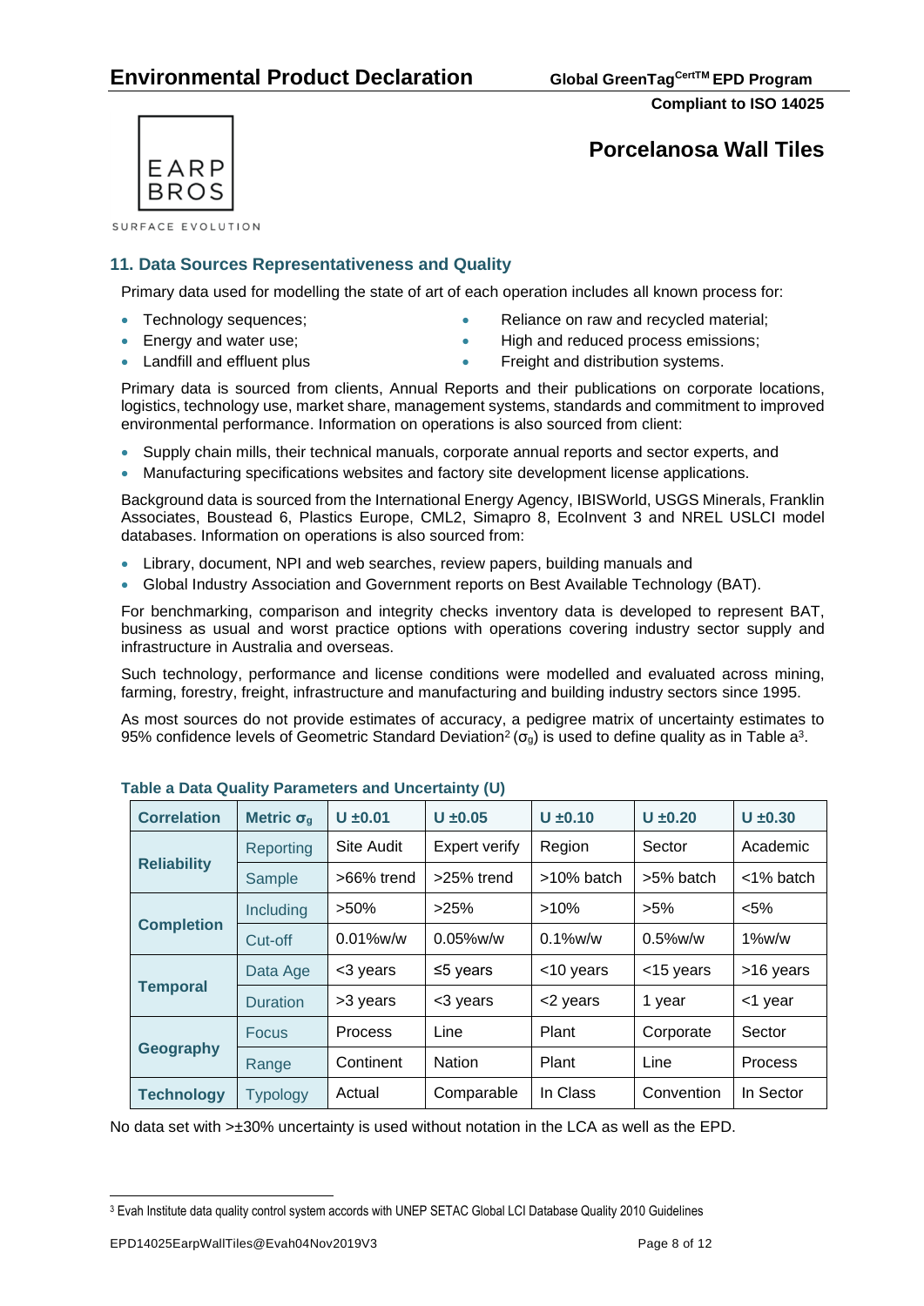## 11. Data Sources Representativeness and Quality

Primary data used for modelling the state of art of each operation includes all known process for:

- Technology sequences;
- Energy and water use;
- Landfill and effluent plus
- Reliance on raw and recycled material;
- High and reduced process emissions;
- Freight and distribution systems.

Primary data is sourced from clients, Annual Reports and their publications on corporate locations, logistics, technology use, market share, management systems, standards and commitment to improved environmental performance. Information on operations is also sourced from client:

- Supply chain mills, their technical manuals, corporate annual reports and sector experts, and
- Manufacturing specifications websites and factory site development license applications.

Background data is sourced from the International Energy Agency, IBISWorld, USGS Minerals, Franklin Associates, Boustead 6, Plastics Europe, CML2, Simapro 8, EcoInvent 3 and NREL USLCI model databases. Information on operations is also sourced from:

- Library, document, NPI and web searches, review papers, building manuals and
- Global Industry Association and Government reports on Best Available Technology (BAT).

For benchmarking, comparison and integrity checks inventory data is developed to represent BAT, business as usual and worst practice options with operations covering industry sector supply and infrastructure in Australia and overseas.

Such technology, performance and license conditions were modelled and evaluated across mining, farming, forestry, freight, infrastructure and manufacturing and building industry sectors since 1995.

As most sources do not provide estimates of accuracy, a pedigree matrix of uncertainty estimates to 95% confidence levels of Geometric Standard Deviation[2] ($\sigma_g$) is used to define quality as in Table a[3].

**Table a Data Quality Parameters and Uncertainty (U)**

| Correlation | Metric $\sigma_g$ | U ±0.01 | U ±0.05 | U ±0.10 | U ±0.20 | U ±0.30 |
|---|---|---|---|---|---|---|
| Reliability | Reporting | Site Audit | Expert verify | Region | Sector | Academic |
| | Sample | >66% trend | >25% trend | >10% batch | >5% batch | <1% batch |
| Completion | Including | >50% | >25% | >10% | >5% | <5% |
| | Cut-off | 0.01%w/w | 0.05%w/w | 0.1%w/w | 0.5%w/w | 1%w/w |
| Temporal | Data Age | <3 years | ≤5 years | <10 years | <15 years | >16 years |
| | Duration | >3 years | <3 years | <2 years | 1 year | <1 year |
| Geography | Focus | Process | Line | Plant | Corporate | Sector |
| | Range | Continent | Nation | Plant | Line | Process |
| Technology | Typology | Actual | Comparable | In Class | Convention | In Sector |

No data set with >±30% uncertainty is used without notation in the LCA as well as the EPD.

[3] Evah Institute data quality control system accords with UNEP SETAC Global LCI Database Quality 2010 Guidelines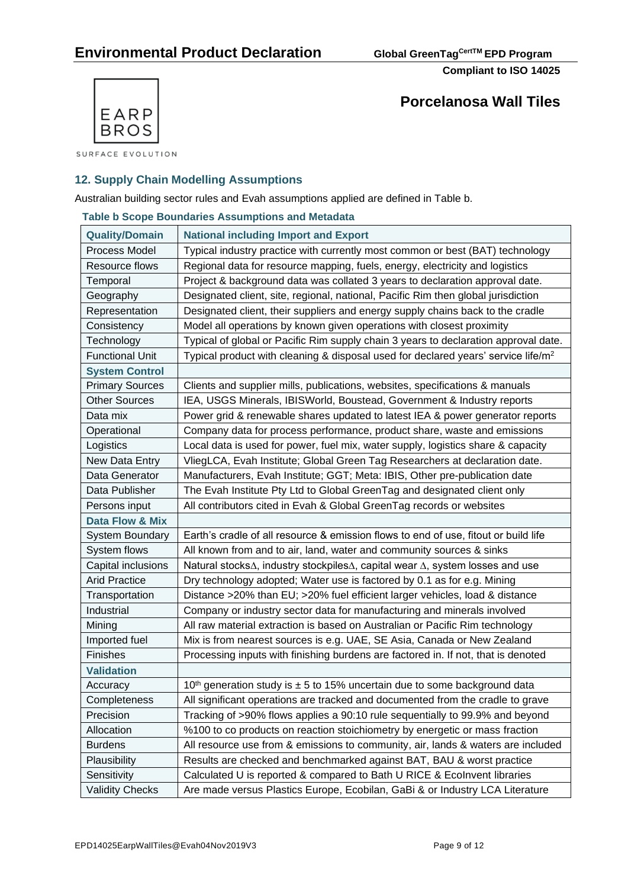# Porcelanosa Wall Tiles

## 12. Supply Chain Modelling Assumptions

Australian building sector rules and Evah assumptions applied are defined in Table b.

**Table b Scope Boundaries Assumptions and Metadata**

| Quality/Domain | National including Import and Export |
|---|---|
| Process Model | Typical industry practice with currently most common or best (BAT) technology |
| Resource flows | Regional data for resource mapping, fuels, energy, electricity and logistics |
| Temporal | Project & background data was collated 3 years to declaration approval date. |
| Geography | Designated client, site, regional, national, Pacific Rim then global jurisdiction |
| Representation | Designated client, their suppliers and energy supply chains back to the cradle |
| Consistency | Model all operations by known given operations with closest proximity |
| Technology | Typical of global or Pacific Rim supply chain 3 years to declaration approval date. |
| Functional Unit | Typical product with cleaning & disposal used for declared years' service life/$m^2$ |
| **System Control** | |
| Primary Sources | Clients and supplier mills, publications, websites, specifications & manuals |
| Other Sources | IEA, USGS Minerals, IBISWorld, Boustead, Government & Industry reports |
| Data mix | Power grid & renewable shares updated to latest IEA & power generator reports |
| Operational | Company data for process performance, product share, waste and emissions |
| Logistics | Local data is used for power, fuel mix, water supply, logistics share & capacity |
| New Data Entry | VliegLCA, Evah Institute; Global Green Tag Researchers at declaration date. |
| Data Generator | Manufacturers, Evah Institute; GGT; Meta: IBIS, Other pre-publication date |
| Data Publisher | The Evah Institute Pty Ltd to Global GreenTag and designated client only |
| Persons input | All contributors cited in Evah & Global GreenTag records or websites |
| **Data Flow & Mix** | |
| System Boundary | Earth's cradle of all resource & emission flows to end of use, fitout or build life |
| System flows | All known from and to air, land, water and community sources & sinks |
| Capital inclusions | Natural stocks$\Delta$, industry stockpiles$\Delta$, capital wear $\Delta$, system losses and use |
| Arid Practice | Dry technology adopted; Water use is factored by 0.1 as for e.g. Mining |
| Transportation | Distance >20% than EU; >20% fuel efficient larger vehicles, load & distance |
| Industrial | Company or industry sector data for manufacturing and minerals involved |
| Mining | All raw material extraction is based on Australian or Pacific Rim technology |
| Imported fuel | Mix is from nearest sources is e.g. UAE, SE Asia, Canada or New Zealand |
| Finishes | Processing inputs with finishing burdens are factored in. If not, that is denoted |
| **Validation** | |
| Accuracy | 10th generation study is ± 5 to 15% uncertain due to some background data |
| Completeness | All significant operations are tracked and documented from the cradle to grave |
| Precision | Tracking of >90% flows applies a 90:10 rule sequentially to 99.9% and beyond |
| Allocation | %100 to co products on reaction stoichiometry by energetic or mass fraction |
| Burdens | All resource use from & emissions to community, air, lands & waters are included |
| Plausibility | Results are checked and benchmarked against BAT, BAU & worst practice |
| Sensitivity | Calculated U is reported & compared to Bath U RICE & EcoInvent libraries |
| Validity Checks | Are made versus Plastics Europe, Ecobilan, GaBi & or Industry LCA Literature |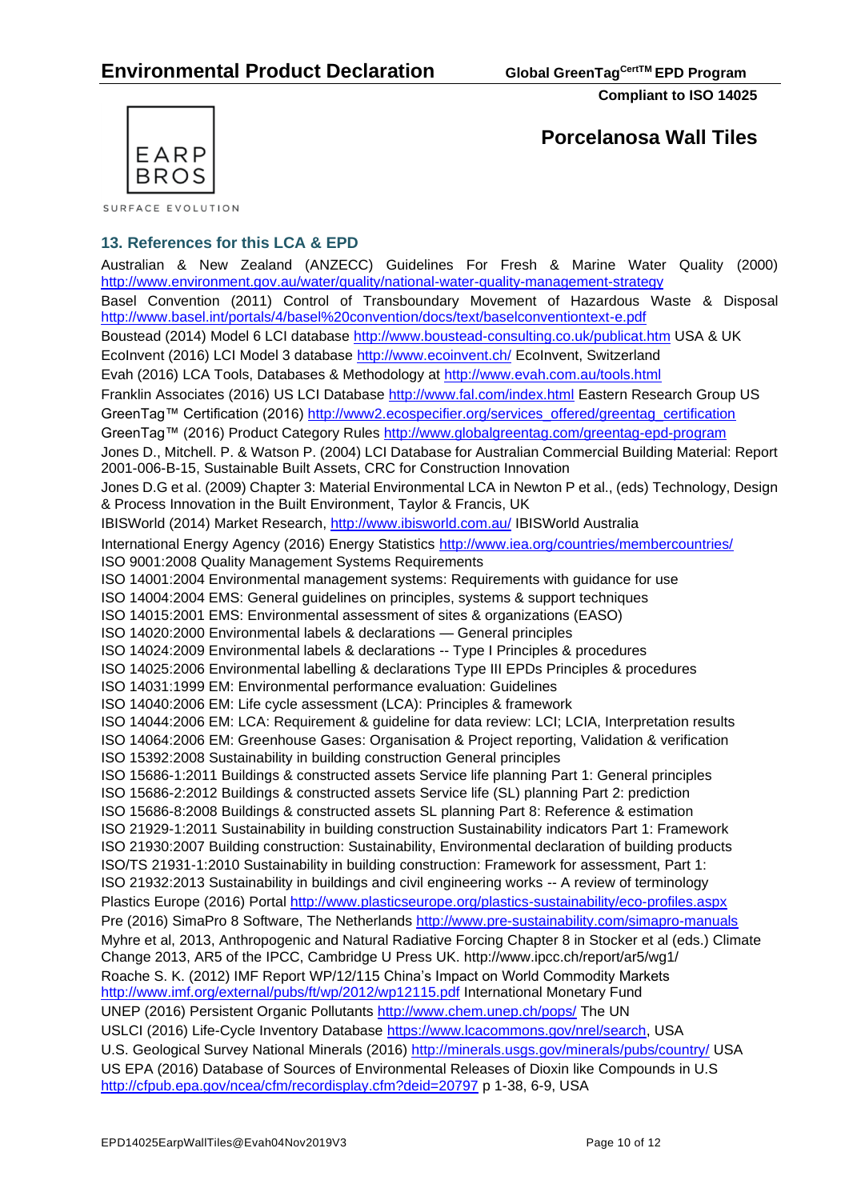## 13. References for this LCA & EPD

Australian & New Zealand (ANZECC) Guidelines For Fresh & Marine Water Quality (2000) http://www.environment.gov.au/water/quality/national-water-quality-management-strategy

Basel Convention (2011) Control of Transboundary Movement of Hazardous Waste & Disposal http://www.basel.int/portals/4/basel%20convention/docs/text/baselconventiontext-e.pdf

Boustead (2014) Model 6 LCI database http://www.boustead-consulting.co.uk/publicat.htm USA & UK

EcoInvent (2016) LCI Model 3 database http://www.ecoinvent.ch/ EcoInvent, Switzerland

Evah (2016) LCA Tools, Databases & Methodology at http://www.evah.com.au/tools.html

Franklin Associates (2016) US LCI Database http://www.fal.com/index.html Eastern Research Group US

GreenTag™ Certification (2016) http://www2.ecospecifier.org/services_offered/greentag_certification

GreenTag™ (2016) Product Category Rules http://www.globalgreentag.com/greentag-epd-program

Jones D., Mitchell. P. & Watson P. (2004) LCI Database for Australian Commercial Building Material: Report 2001-006-B-15, Sustainable Built Assets, CRC for Construction Innovation

Jones D.G et al. (2009) Chapter 3: Material Environmental LCA in Newton P et al., (eds) Technology, Design & Process Innovation in the Built Environment, Taylor & Francis, UK

IBISWorld (2014) Market Research, http://www.ibisworld.com.au/ IBISWorld Australia

International Energy Agency (2016) Energy Statistics http://www.iea.org/countries/membercountries/

ISO 9001:2008 Quality Management Systems Requirements

ISO 14001:2004 Environmental management systems: Requirements with guidance for use

ISO 14004:2004 EMS: General guidelines on principles, systems & support techniques

ISO 14015:2001 EMS: Environmental assessment of sites & organizations (EASO)

ISO 14020:2000 Environmental labels & declarations — General principles

ISO 14024:2009 Environmental labels & declarations -- Type I Principles & procedures

ISO 14025:2006 Environmental labelling & declarations Type III EPDs Principles & procedures

ISO 14031:1999 EM: Environmental performance evaluation: Guidelines

ISO 14040:2006 EM: Life cycle assessment (LCA): Principles & framework

ISO 14044:2006 EM: LCA: Requirement & guideline for data review: LCI; LCIA, Interpretation results

ISO 14064:2006 EM: Greenhouse Gases: Organisation & Project reporting, Validation & verification

ISO 15392:2008 Sustainability in building construction General principles

ISO 15686-1:2011 Buildings & constructed assets Service life planning Part 1: General principles

ISO 15686-2:2012 Buildings & constructed assets Service life (SL) planning Part 2: prediction

ISO 15686-8:2008 Buildings & constructed assets SL planning Part 8: Reference & estimation

ISO 21929-1:2011 Sustainability in building construction Sustainability indicators Part 1: Framework

ISO 21930:2007 Building construction: Sustainability, Environmental declaration of building products

ISO/TS 21931-1:2010 Sustainability in building construction: Framework for assessment, Part 1:

ISO 21932:2013 Sustainability in buildings and civil engineering works -- A review of terminology

Plastics Europe (2016) Portal http://www.plasticseurope.org/plastics-sustainability/eco-profiles.aspx

Pre (2016) SimaPro 8 Software, The Netherlands http://www.pre-sustainability.com/simapro-manuals

Myhre et al, 2013, Anthropogenic and Natural Radiative Forcing Chapter 8 in Stocker et al (eds.) Climate Change 2013, AR5 of the IPCC, Cambridge U Press UK. http://www.ipcc.ch/report/ar5/wg1/

Roache S. K. (2012) IMF Report WP/12/115 China's Impact on World Commodity Markets http://www.imf.org/external/pubs/ft/wp/2012/wp12115.pdf International Monetary Fund

UNEP (2016) Persistent Organic Pollutants http://www.chem.unep.ch/pops/ The UN

USLCI (2016) Life-Cycle Inventory Database https://www.lcacommons.gov/nrel/search, USA

U.S. Geological Survey National Minerals (2016) http://minerals.usgs.gov/minerals/pubs/country/ USA

US EPA (2016) Database of Sources of Environmental Releases of Dioxin like Compounds in U.S http://cfpub.epa.gov/ncea/cfm/recordisplay.cfm?deid=20797 p 1-38, 6-9, USA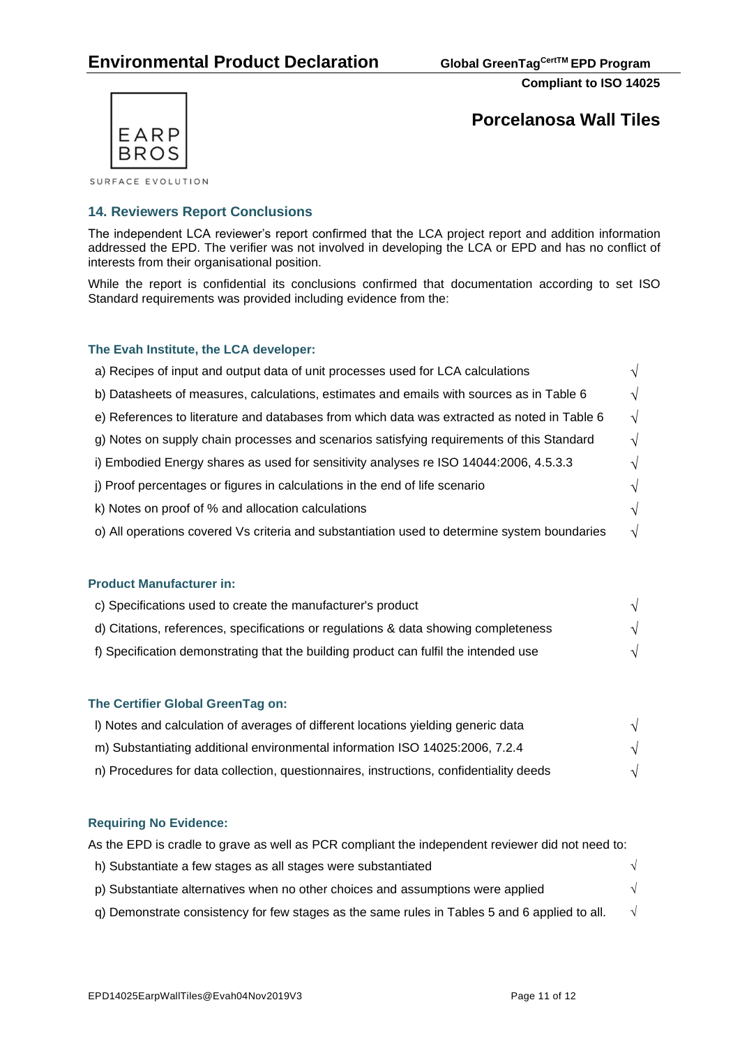# Porcelanosa Wall Tiles

## 14. Reviewers Report Conclusions

The independent LCA reviewer's report confirmed that the LCA project report and addition information addressed the EPD. The verifier was not involved in developing the LCA or EPD and has no conflict of interests from their organisational position.

While the report is confidential its conclusions confirmed that documentation according to set ISO Standard requirements was provided including evidence from the:

### The Evah Institute, the LCA developer:

| | |
|---|---|
| a) Recipes of input and output data of unit processes used for LCA calculations | √ |
| b) Datasheets of measures, calculations, estimates and emails with sources as in Table 6 | √ |
| e) References to literature and databases from which data was extracted as noted in Table 6 | √ |
| g) Notes on supply chain processes and scenarios satisfying requirements of this Standard | √ |
| i) Embodied Energy shares as used for sensitivity analyses re ISO 14044:2006, 4.5.3.3 | √ |
| j) Proof percentages or figures in calculations in the end of life scenario | √ |
| k) Notes on proof of % and allocation calculations | √ |
| o) All operations covered Vs criteria and substantiation used to determine system boundaries | √ |

### Product Manufacturer in:

| | |
|---|---|
| c) Specifications used to create the manufacturer's product | √ |
| d) Citations, references, specifications or regulations & data showing completeness | √ |
| f) Specification demonstrating that the building product can fulfil the intended use | √ |

### The Certifier Global GreenTag on:

| | |
|---|---|
| l) Notes and calculation of averages of different locations yielding generic data | √ |
| m) Substantiating additional environmental information ISO 14025:2006, 7.2.4 | √ |
| n) Procedures for data collection, questionnaires, instructions, confidentiality deeds | √ |

### Requiring No Evidence:

As the EPD is cradle to grave as well as PCR compliant the independent reviewer did not need to:

| | |
|---|---|
| h) Substantiate a few stages as all stages were substantiated | √ |
| p) Substantiate alternatives when no other choices and assumptions were applied | √ |
| q) Demonstrate consistency for few stages as the same rules in Tables 5 and 6 applied to all. | √ |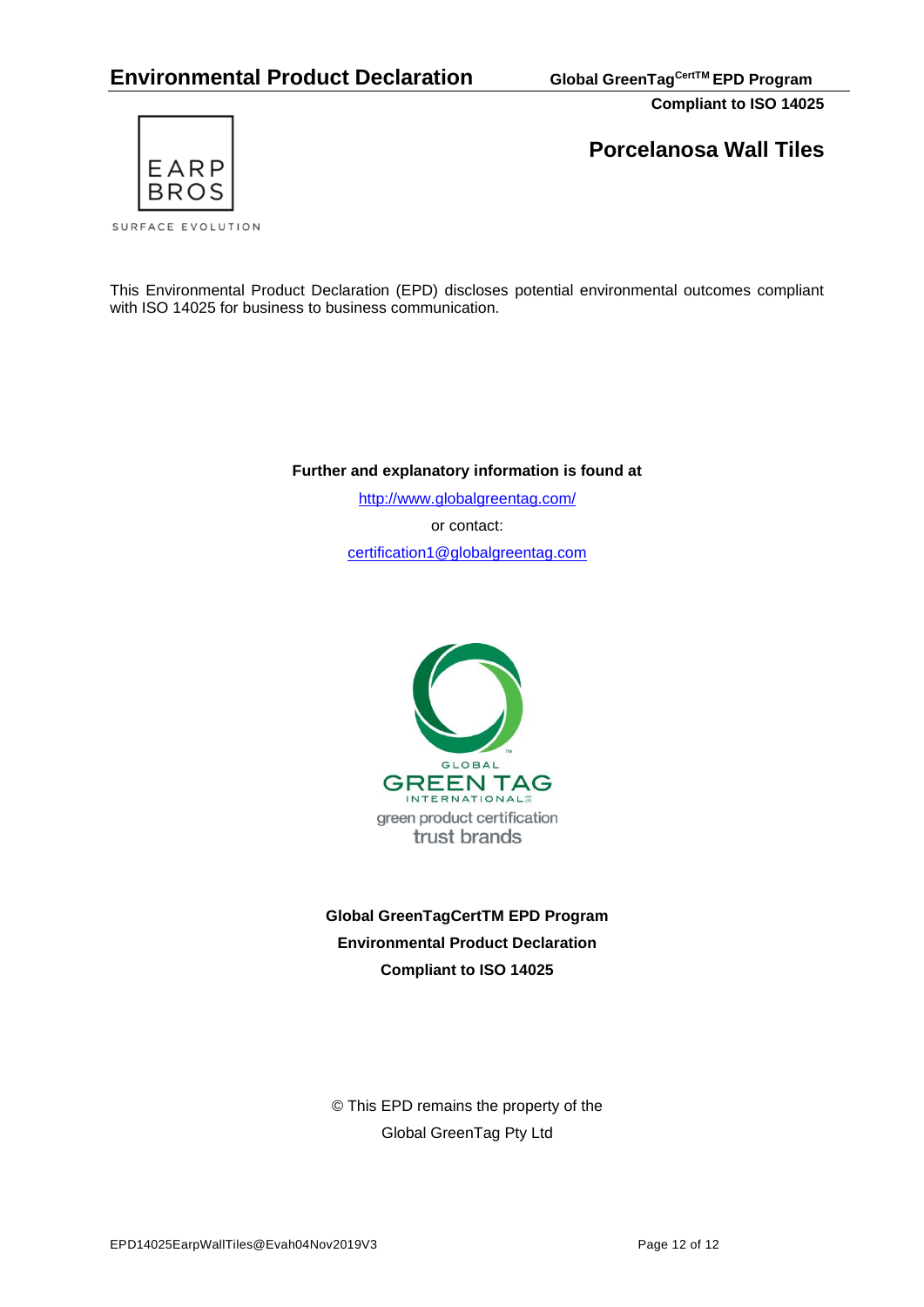# Porcelanosa Wall Tiles

EARP BROS

SURFACE EVOLUTION

This Environmental Product Declaration (EPD) discloses potential environmental outcomes compliant with ISO 14025 for business to business communication.

**Further and explanatory information is found at**

http://www.globalgreentag.com/

or contact:

certification1@globalgreentag.com

GLOBAL GREEN TAG INTERNATIONAL

green product certification

trust brands

**Global GreenTagCertTM EPD Program**

**Environmental Product Declaration**

**Compliant to ISO 14025**

© This EPD remains the property of the Global GreenTag Pty Ltd

EPD14025EarpWallTiles@Evah04Nov2019V3